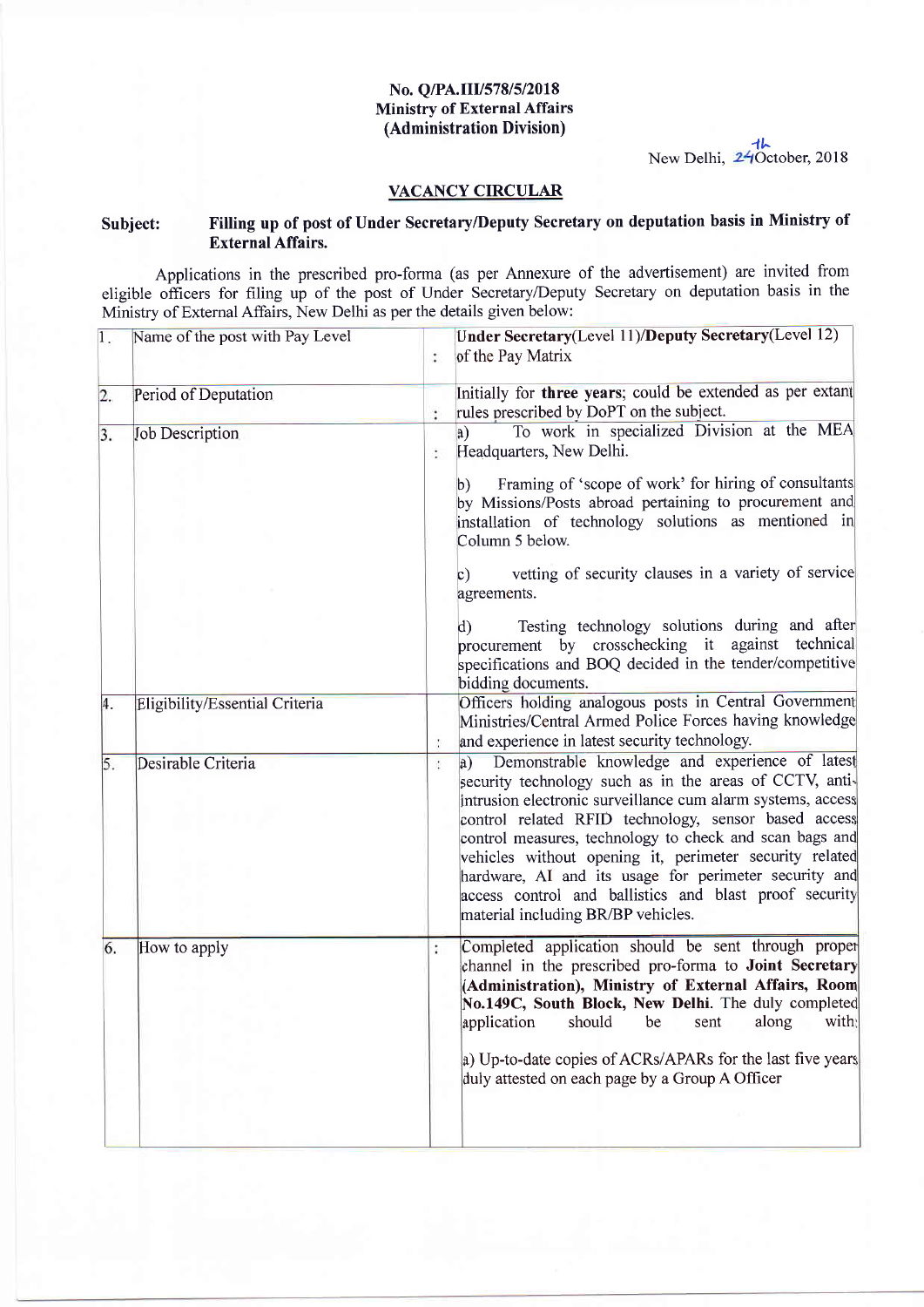**No. Q/PA.III/578/5/2018**
**Ministry of External Affairs**
**(Administration Division)**

New Delhi, 24th October, 2018

## VACANCY CIRCULAR

**Subject: Filling up of post of Under Secretary/Deputy Secretary on deputation basis in Ministry of External Affairs.**

Applications in the prescribed pro-forma (as per Annexure of the advertisement) are invited from eligible officers for filing up of the post of Under Secretary/Deputy Secretary on deputation basis in the Ministry of External Affairs, New Delhi as per the details given below:

| | | | |
|---|---|---|---|
| 1. | Name of the post with Pay Level | : | **Under Secretary**(Level 11)/**Deputy Secretary**(Level 12) of the Pay Matrix |
| 2. | Period of Deputation | : | Initially for **three years**; could be extended as per extant rules prescribed by DoPT on the subject. |
| 3. | Job Description | : | a) To work in specialized Division at the MEA Headquarters, New Delhi.<br><br>b) Framing of 'scope of work' for hiring of consultants by Missions/Posts abroad pertaining to procurement and installation of technology solutions as mentioned in Column 5 below.<br><br>c) vetting of security clauses in a variety of service agreements.<br><br>d) Testing technology solutions during and after procurement by crosschecking it against technical specifications and BOQ decided in the tender/competitive bidding documents. |
| 4. | Eligibility/Essential Criteria | : | Officers holding analogous posts in Central Government Ministries/Central Armed Police Forces having knowledge and experience in latest security technology. |
| 5. | Desirable Criteria | : | a) Demonstrable knowledge and experience of latest security technology such as in the areas of CCTV, anti-intrusion electronic surveillance cum alarm systems, access control related RFID technology, sensor based access control measures, technology to check and scan bags and vehicles without opening it, perimeter security related hardware, AI and its usage for perimeter security and access control and ballistics and blast proof security material including BR/BP vehicles. |
| 6. | How to apply | : | Completed application should be sent through proper channel in the prescribed pro-forma to **Joint Secretary (Administration), Ministry of External Affairs, Room No.149C, South Block, New Delhi**. The duly completed application should be sent along with:<br><br>a) Up-to-date copies of ACRs/APARs for the last five years duly attested on each page by a Group A Officer |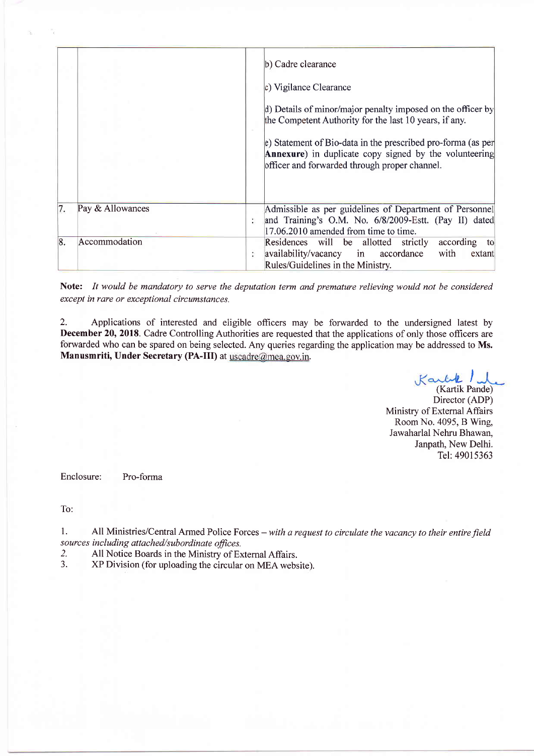| | | | |
|---|---|---|---|
| | | | b) Cadre clearance<br><br>c) Vigilance Clearance<br><br>d) Details of minor/major penalty imposed on the officer by the Competent Authority for the last 10 years, if any.<br><br>e) Statement of Bio-data in the prescribed pro-forma (as per **Annexure**) in duplicate copy signed by the volunteering officer and forwarded through proper channel. |
| 7. | Pay & Allowances | : | Admissible as per guidelines of Department of Personnel and Training's O.M. No. 6/8/2009-Estt. (Pay II) dated 17.06.2010 amended from time to time. |
| 8. | Accommodation | : | Residences will be allotted strictly according to availability/vacancy in accordance with extant Rules/Guidelines in the Ministry. |

**Note:** *It would be mandatory to serve the deputation term and premature relieving would not be considered except in rare or exceptional circumstances.*

2. Applications of interested and eligible officers may be forwarded to the undersigned latest by **December 20, 2018**. Cadre Controlling Authorities are requested that the applications of only those officers are forwarded who can be spared on being selected. Any queries regarding the application may be addressed to **Ms. Manusmriti, Under Secretary (PA-III)** at uscadre@mea.gov.in.

(Kartik Pande)
Director (ADP)
Ministry of External Affairs
Room No. 4095, B Wing,
Jawaharlal Nehru Bhawan,
Janpath, New Delhi.
Tel: 49015363

Enclosure: Pro-forma

To:

1. All Ministries/Central Armed Police Forces – *with a request to circulate the vacancy to their entire field sources including attached/subordinate offices.*
2. All Notice Boards in the Ministry of External Affairs.
3. XP Division (for uploading the circular on MEA website).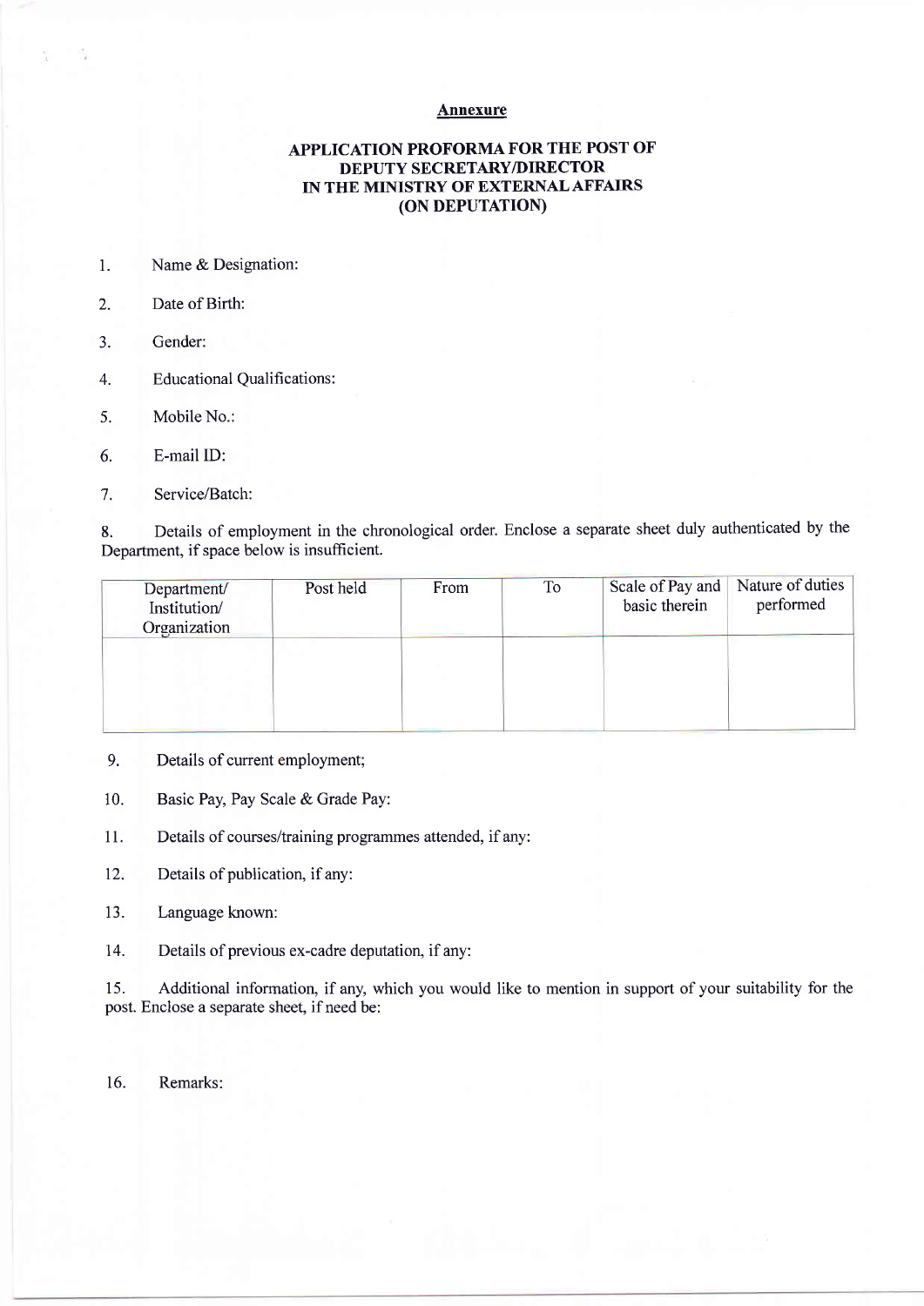**Annexure**

**APPLICATION PROFORMA FOR THE POST OF DEPUTY SECRETARY/DIRECTOR IN THE MINISTRY OF EXTERNAL AFFAIRS (ON DEPUTATION)**

1. Name & Designation:

2. Date of Birth:

3. Gender:

4. Educational Qualifications:

5. Mobile No.:

6. E-mail ID:

7. Service/Batch:

8. Details of employment in the chronological order. Enclose a separate sheet duly authenticated by the Department, if space below is insufficient.

| Department/ Institution/ Organization | Post held | From | To | Scale of Pay and basic therein | Nature of duties performed |
|---|---|---|---|---|---|
| | | | | | |

9. Details of current employment;

10. Basic Pay, Pay Scale & Grade Pay:

11. Details of courses/training programmes attended, if any:

12. Details of publication, if any:

13. Language known:

14. Details of previous ex-cadre deputation, if any:

15. Additional information, if any, which you would like to mention in support of your suitability for the post. Enclose a separate sheet, if need be:

16. Remarks: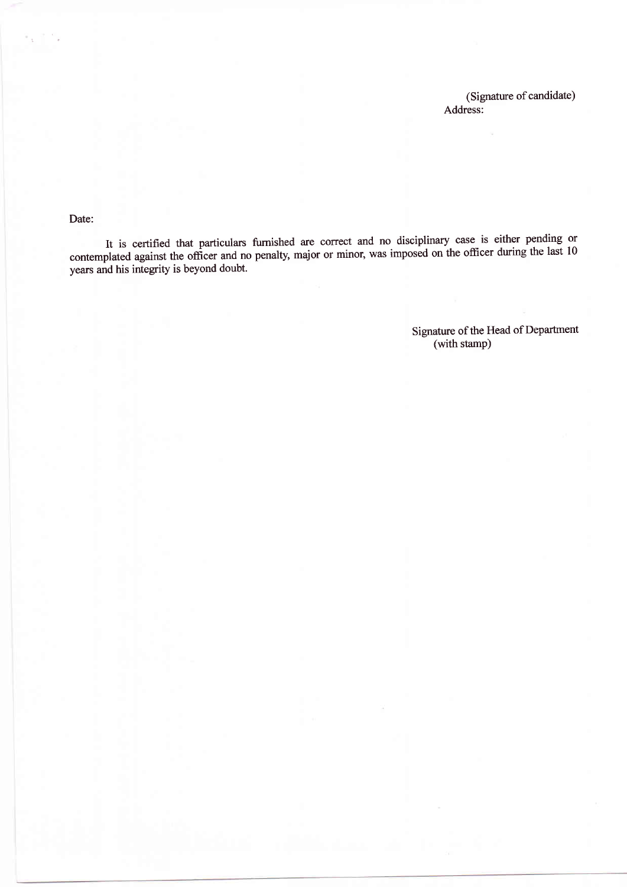(Signature of candidate)
Address:

Date:

It is certified that particulars furnished are correct and no disciplinary case is either pending or contemplated against the officer and no penalty, major or minor, was imposed on the officer during the last 10 years and his integrity is beyond doubt.

Signature of the Head of Department
(with stamp)